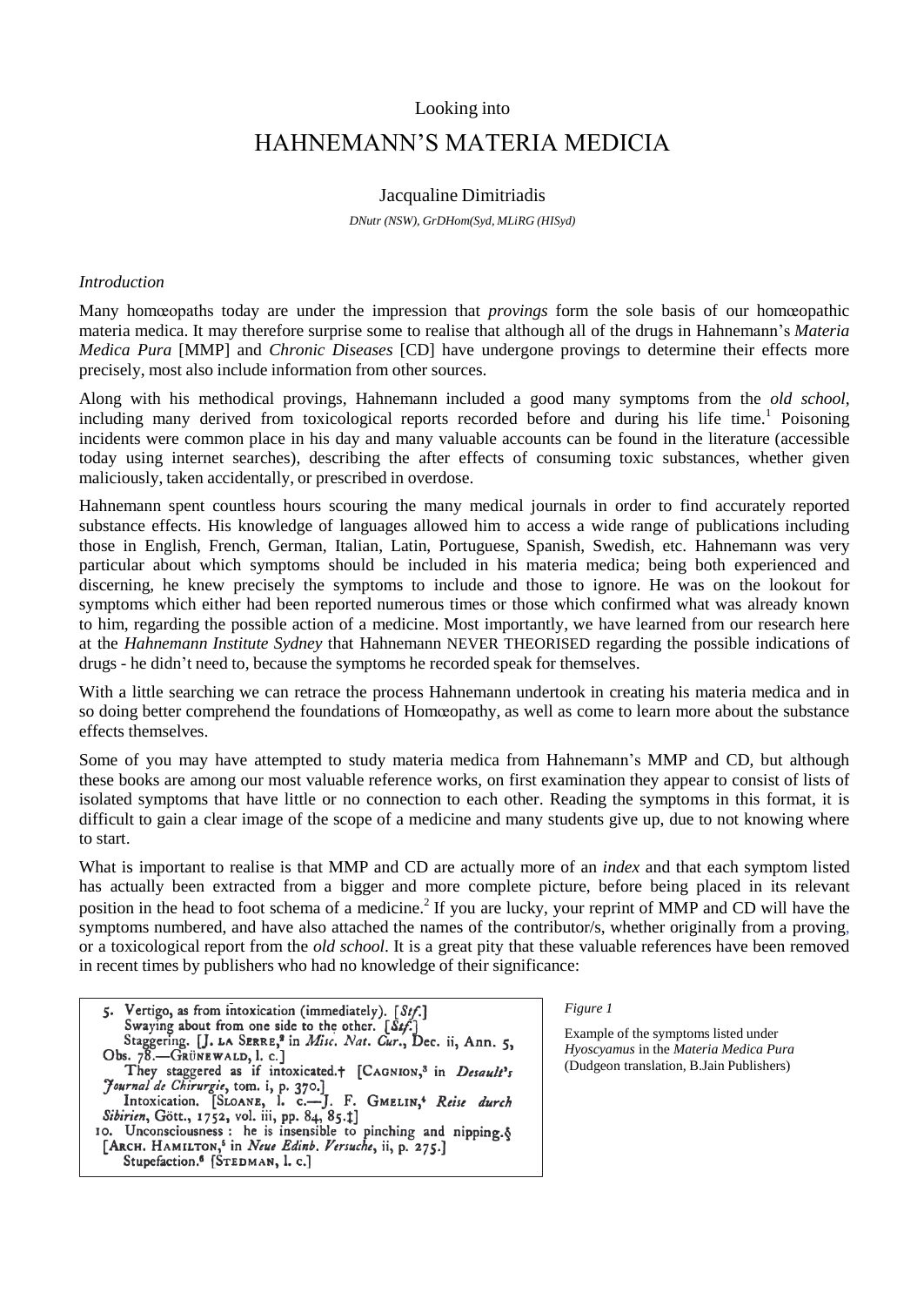Looking into

# HAHNEMANN'S MATERIA MEDICIA

Jacqualine Dimitriadis

*DNutr (NSW), GrDHom(Syd, MLiRG (HISyd)*

*Introduction*

Many homœopaths today are under the impression that *provings* form the sole basis of our homœopathic materia medica. It may therefore surprise some to realise that although all of the drugs in Hahnemann's *Materia Medica Pura* [MMP] and *Chronic Diseases* [CD] have undergone provings to determine their effects more precisely, most also include information from other sources.

Along with his methodical provings, Hahnemann included a good many symptoms from the *old school*, including many derived from toxicological reports recorded before and during his life time.[1] Poisoning incidents were common place in his day and many valuable accounts can be found in the literature (accessible today using internet searches), describing the after effects of consuming toxic substances, whether given maliciously, taken accidentally, or prescribed in overdose.

Hahnemann spent countless hours scouring the many medical journals in order to find accurately reported substance effects. His knowledge of languages allowed him to access a wide range of publications including those in English, French, German, Italian, Latin, Portuguese, Spanish, Swedish, etc. Hahnemann was very particular about which symptoms should be included in his materia medica; being both experienced and discerning, he knew precisely the symptoms to include and those to ignore. He was on the lookout for symptoms which either had been reported numerous times or those which confirmed what was already known to him, regarding the possible action of a medicine. Most importantly, we have learned from our research here at the *Hahnemann Institute Sydney* that Hahnemann NEVER THEORISED regarding the possible indications of drugs - he didn't need to, because the symptoms he recorded speak for themselves.

With a little searching we can retrace the process Hahnemann undertook in creating his materia medica and in so doing better comprehend the foundations of Homœopathy, as well as come to learn more about the substance effects themselves.

Some of you may have attempted to study materia medica from Hahnemann's MMP and CD, but although these books are among our most valuable reference works, on first examination they appear to consist of lists of isolated symptoms that have little or no connection to each other. Reading the symptoms in this format, it is difficult to gain a clear image of the scope of a medicine and many students give up, due to not knowing where to start.

What is important to realise is that MMP and CD are actually more of an *index* and that each symptom listed has actually been extracted from a bigger and more complete picture, before being placed in its relevant position in the head to foot schema of a medicine.[2] If you are lucky, your reprint of MMP and CD will have the symptoms numbered, and have also attached the names of the contributor/s, whether originally from a proving, or a toxicological report from the *old school*. It is a great pity that these valuable references have been removed in recent times by publishers who had no knowledge of their significance:

5. Vertigo, as from intoxication (immediately). [*Stf.*]
Swaying about from one side to the other. [*Stf.*]
Staggering. [J. LA SERRE,[2] in *Misc. Nat. Cur.*, Dec. ii, Ann. 5, Obs. 78.—GRÜNEWALD, l. c.]
They staggered as if intoxicated.† [CAGNION,[3] in *Desault's Journal de Chirurgie*, tom. i, p. 370.]
Intoxication. [SLOANE, l. c.—J. F. GMELIN,[4] *Reise durch Sibirien*, Gött., 1752, vol. iii, pp. 84, 85.‡]
10. Unconsciousness: he is insensible to pinching and nipping.§ [ARCH. HAMILTON,[5] in *Neue Edinb. Versuche*, ii, p. 275.]
Stupefaction.[6] [STEDMAN, l. c.]

*Figure 1*

Example of the symptoms listed under *Hyoscyamus* in the *Materia Medica Pura* (Dudgeon translation, B.Jain Publishers)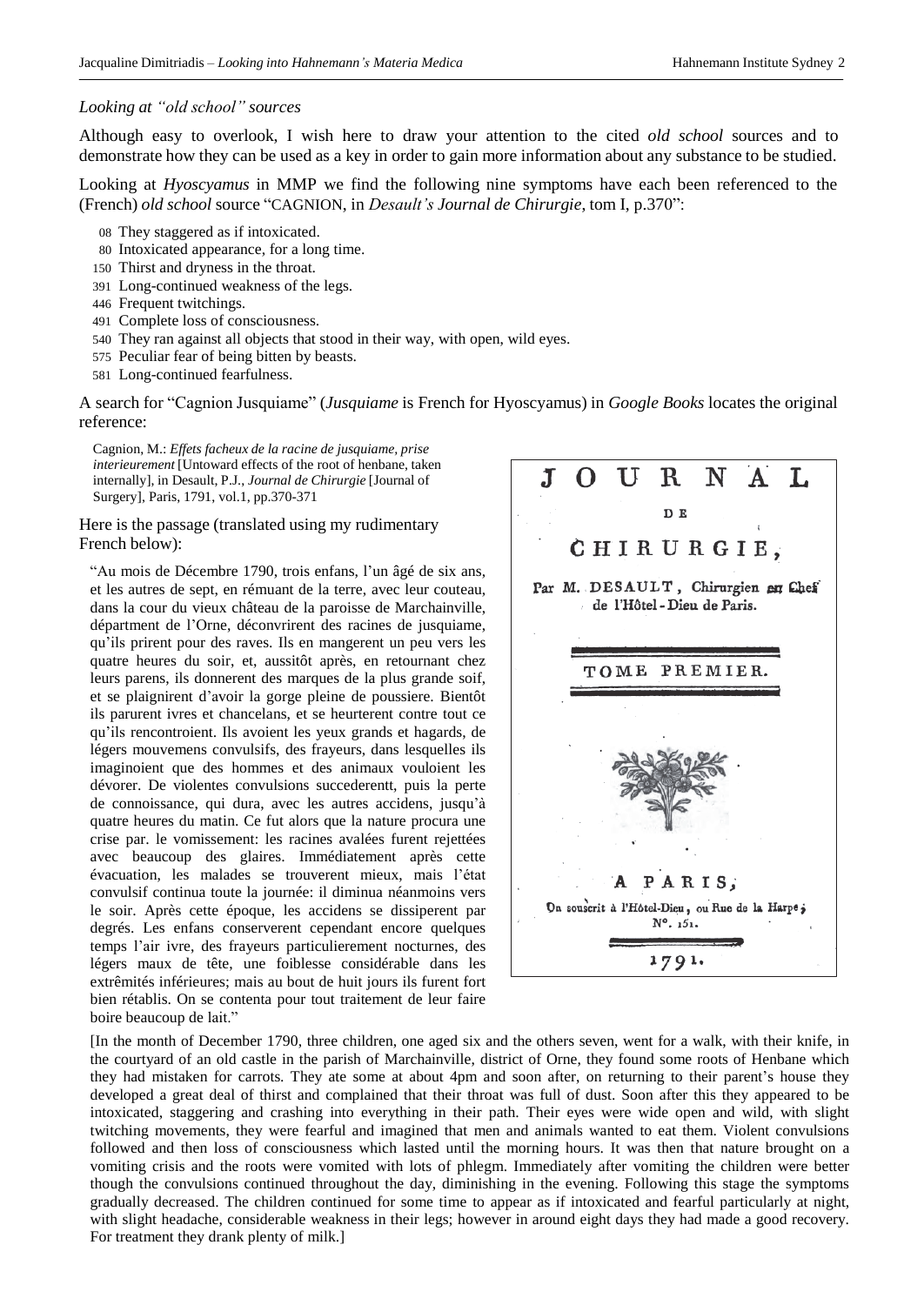*Looking at "old school" sources*

Although easy to overlook, I wish here to draw your attention to the cited *old school* sources and to demonstrate how they can be used as a key in order to gain more information about any substance to be studied.

Looking at *Hyoscyamus* in MMP we find the following nine symptoms have each been referenced to the (French) *old school* source "CAGNION, in *Desault's Journal de Chirurgie*, tom I, p.370":

08 They staggered as if intoxicated.
80 Intoxicated appearance, for a long time.
150 Thirst and dryness in the throat.
391 Long-continued weakness of the legs.
446 Frequent twitchings.
491 Complete loss of consciousness.
540 They ran against all objects that stood in their way, with open, wild eyes.
575 Peculiar fear of being bitten by beasts.
581 Long-continued fearfulness.

A search for "Cagnion Jusquiame" (*Jusquiame* is French for Hyoscyamus) in *Google Books* locates the original reference:

Cagnion, M.: *Effets facheux de la racine de jusquiame, prise interieurement* [Untoward effects of the root of henbane, taken internally], in Desault, P.J., *Journal de Chirurgie* [Journal of Surgery], Paris, 1791, vol.1, pp.370-371

Here is the passage (translated using my rudimentary French below):

"Au mois de Décembre 1790, trois enfans, l'un âgé de six ans, et les autres de sept, en rémuant de la terre, avec leur couteau, dans la cour du vieux château de la paroisse de Marchainville, départment de l'Orne, déconvrirent des racines de jusquiame, qu'ils prirent pour des raves. Ils en mangerent un peu vers les quatre heures du soir, et, aussitôt après, en retournant chez leurs parens, ils donnerent des marques de la plus grande soif, et se plaignirent d'avoir la gorge pleine de poussiere. Bientôt ils parurent ivres et chancelans, et se heurterent contre tout ce qu'ils rencontroient. Ils avoient les yeux grands et hagards, de légers mouvemens convulsifs, des frayeurs, dans lesquelles ils imaginoient que des hommes et des animaux vouloient les dévorer. De violentes convulsions succederentt, puis la perte de connoissance, qui dura, avec les autres accidens, jusqu'à quatre heures du matin. Ce fut alors que la nature procura une crise par. le vomissement: les racines avalées furent rejettées avec beaucoup des glaires. Immédiatement après cette évacuation, les malades se trouverent mieux, mais l'état convulsif continua toute la journée: il diminua néanmoins vers le soir. Après cette époque, les accidens se dissiperent par degrés. Les enfans conserverent cependant encore quelques temps l'air ivre, des frayeurs particulierement nocturnes, des légers maux de tête, une foiblesse considérable dans les extrêmités inférieures; mais au bout de huit jours ils furent fort bien rétablis. On se contenta pour tout traitement de leur faire boire beaucoup de lait."

JOURNAL DE CHIRURGIE, Par M. DESAULT, Chirurgien en Chef de l'Hôtel-Dieu de Paris. TOME PREMIER. A PARIS, On souscrit à l'Hôtel-Dieu, ou Rue de la Harpe; N°. 151. 1791.

[In the month of December 1790, three children, one aged six and the others seven, went for a walk, with their knife, in the courtyard of an old castle in the parish of Marchainville, district of Orne, they found some roots of Henbane which they had mistaken for carrots. They ate some at about 4pm and soon after, on returning to their parent's house they developed a great deal of thirst and complained that their throat was full of dust. Soon after this they appeared to be intoxicated, staggering and crashing into everything in their path. Their eyes were wide open and wild, with slight twitching movements, they were fearful and imagined that men and animals wanted to eat them. Violent convulsions followed and then loss of consciousness which lasted until the morning hours. It was then that nature brought on a vomiting crisis and the roots were vomited with lots of phlegm. Immediately after vomiting the children were better though the convulsions continued throughout the day, diminishing in the evening. Following this stage the symptoms gradually decreased. The children continued for some time to appear as if intoxicated and fearful particularly at night, with slight headache, considerable weakness in their legs; however in around eight days they had made a good recovery. For treatment they drank plenty of milk.]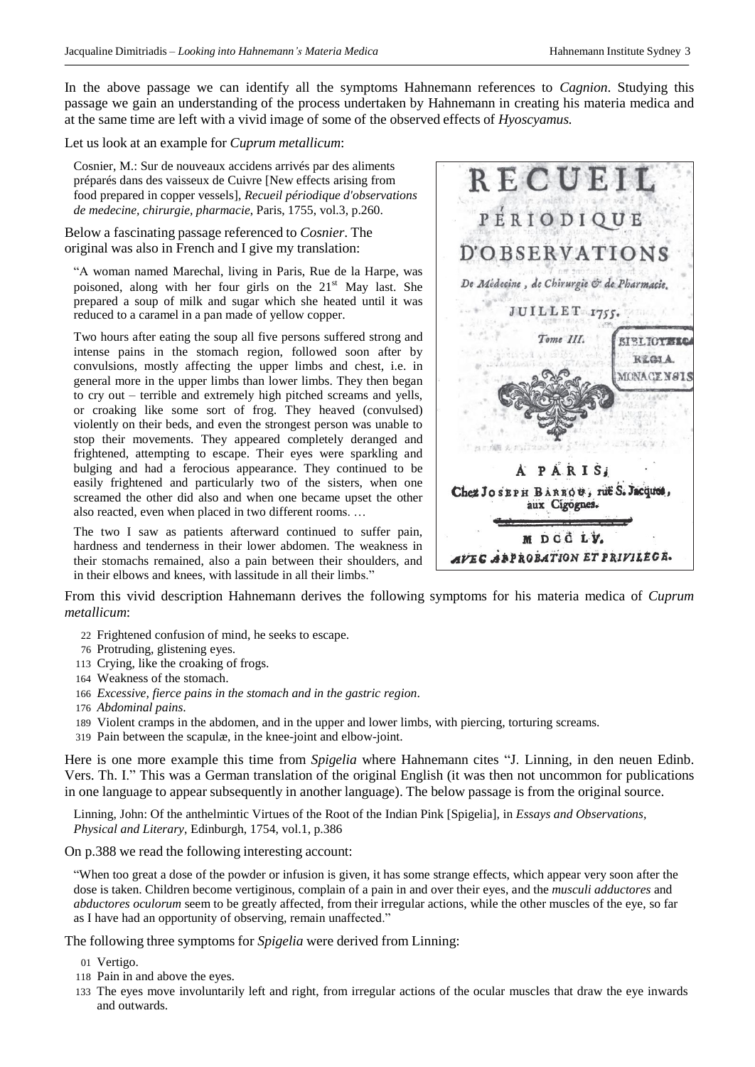In the above passage we can identify all the symptoms Hahnemann references to *Cagnion*. Studying this passage we gain an understanding of the process undertaken by Hahnemann in creating his materia medica and at the same time are left with a vivid image of some of the observed effects of *Hyoscyamus.*

Let us look at an example for *Cuprum metallicum*:

Cosnier, M.: Sur de nouveaux accidens arrivés par des aliments préparés dans des vaisseux de Cuivre [New effects arising from food prepared in copper vessels], *Recueil périodique d'observations de medecine, chirurgie, pharmacie*, Paris, 1755, vol.3, p.260.

Below a fascinating passage referenced to *Cosnier*. The original was also in French and I give my translation:

"A woman named Marechal, living in Paris, Rue de la Harpe, was poisoned, along with her four girls on the 21st May last. She prepared a soup of milk and sugar which she heated until it was reduced to a caramel in a pan made of yellow copper.

Two hours after eating the soup all five persons suffered strong and intense pains in the stomach region, followed soon after by convulsions, mostly affecting the upper limbs and chest, i.e. in general more in the upper limbs than lower limbs. They then began to cry out – terrible and extremely high pitched screams and yells, or croaking like some sort of frog. They heaved (convulsed) violently on their beds, and even the strongest person was unable to stop their movements. They appeared completely deranged and frightened, attempting to escape. Their eyes were sparkling and bulging and had a ferocious appearance. They continued to be easily frightened and particularly two of the sisters, when one screamed the other did also and when one became upset the other also reacted, even when placed in two different rooms. …

The two I saw as patients afterward continued to suffer pain, hardness and tenderness in their lower abdomen. The weakness in their stomachs remained, also a pain between their shoulders, and in their elbows and knees, with lassitude in all their limbs."

RECUEIL PÉRIODIQUE D'OBSERVATIONS De Médecine, de Chirurgie & de Pharmacie. JUILLET 1755. Tome III. BIBLIOTHECA REGIA MONACENSIS A PARIS, Chez JOSEPH BARROU, rue S. Jacques, aux Cigognes. M DCC LV. AVEC APPROBATION ET PRIVILEGE.

From this vivid description Hahnemann derives the following symptoms for his materia medica of *Cuprum metallicum*:

- 22 Frightened confusion of mind, he seeks to escape.
- 76 Protruding, glistening eyes.
- 113 Crying, like the croaking of frogs.
- 164 Weakness of the stomach.
- 166 *Excessive, fierce pains in the stomach and in the gastric region*.
- 176 *Abdominal pains*.
- 189 Violent cramps in the abdomen, and in the upper and lower limbs, with piercing, torturing screams.
- 319 Pain between the scapulæ, in the knee-joint and elbow-joint.

Here is one more example this time from *Spigelia* where Hahnemann cites "J. Linning, in den neuen Edinb. Vers. Th. I." This was a German translation of the original English (it was then not uncommon for publications in one language to appear subsequently in another language). The below passage is from the original source.

Linning, John: Of the anthelmintic Virtues of the Root of the Indian Pink [Spigelia], in *Essays and Observations, Physical and Literary*, Edinburgh, 1754, vol.1, p.386

On p.388 we read the following interesting account:

"When too great a dose of the powder or infusion is given, it has some strange effects, which appear very soon after the dose is taken. Children become vertiginous, complain of a pain in and over their eyes, and the *musculi adductores* and *abductores oculorum* seem to be greatly affected, from their irregular actions, while the other muscles of the eye, so far as I have had an opportunity of observing, remain unaffected."

The following three symptoms for *Spigelia* were derived from Linning:

- 01 Vertigo.
- 118 Pain in and above the eyes.
- 133 The eyes move involuntarily left and right, from irregular actions of the ocular muscles that draw the eye inwards and outwards.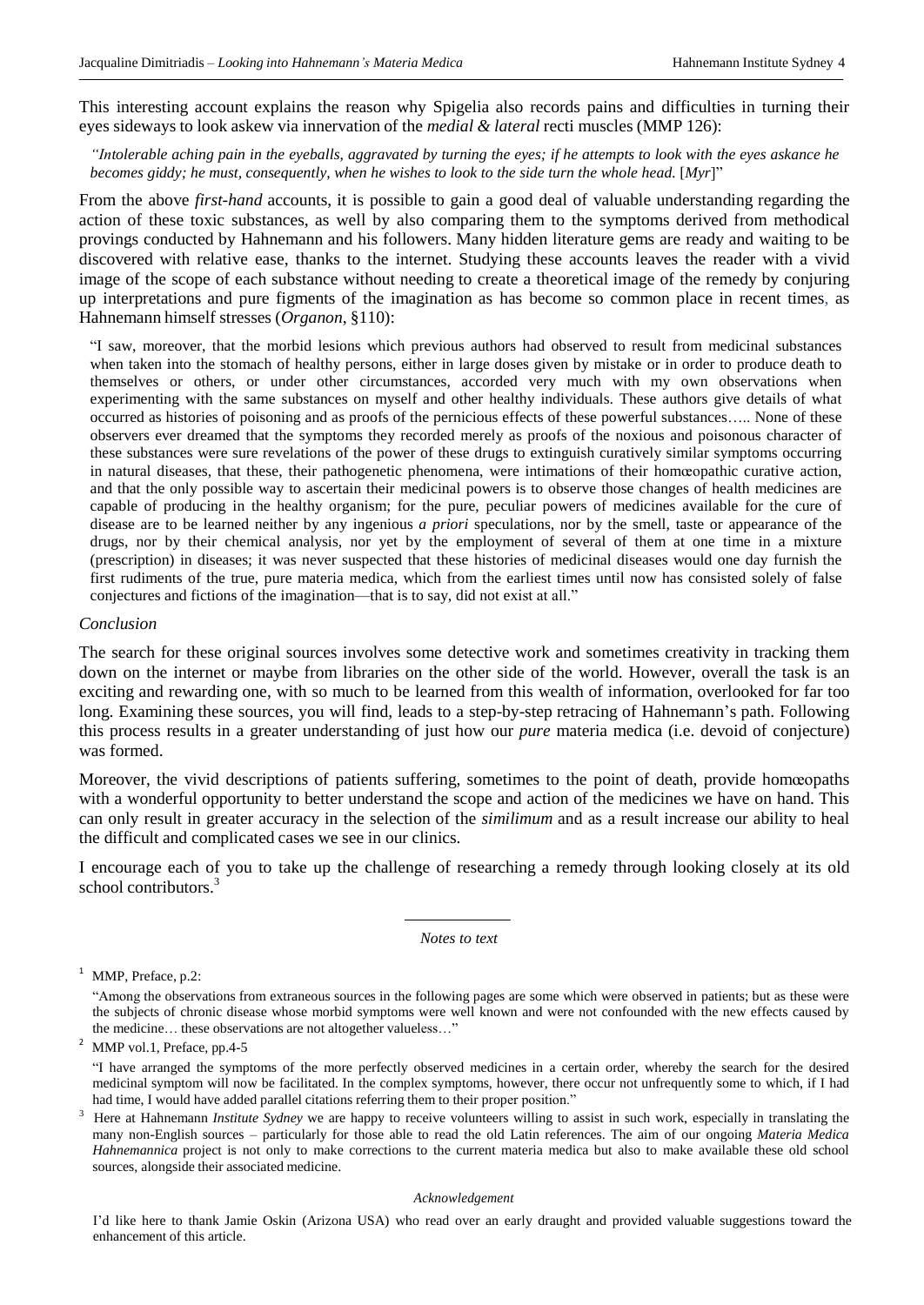This interesting account explains the reason why Spigelia also records pains and difficulties in turning their eyes sideways to look askew via innervation of the *medial & lateral* recti muscles (MMP 126):

> *"Intolerable aching pain in the eyeballs, aggravated by turning the eyes; if he attempts to look with the eyes askance he becomes giddy; he must, consequently, when he wishes to look to the side turn the whole head.* [*Myr*]"

From the above *first-hand* accounts, it is possible to gain a good deal of valuable understanding regarding the action of these toxic substances, as well by also comparing them to the symptoms derived from methodical provings conducted by Hahnemann and his followers. Many hidden literature gems are ready and waiting to be discovered with relative ease, thanks to the internet. Studying these accounts leaves the reader with a vivid image of the scope of each substance without needing to create a theoretical image of the remedy by conjuring up interpretations and pure figments of the imagination as has become so common place in recent times, as Hahnemann himself stresses (*Organon*, §110):

> "I saw, moreover, that the morbid lesions which previous authors had observed to result from medicinal substances when taken into the stomach of healthy persons, either in large doses given by mistake or in order to produce death to themselves or others, or under other circumstances, accorded very much with my own observations when experimenting with the same substances on myself and other healthy individuals. These authors give details of what occurred as histories of poisoning and as proofs of the pernicious effects of these powerful substances….. None of these observers ever dreamed that the symptoms they recorded merely as proofs of the noxious and poisonous character of these substances were sure revelations of the power of these drugs to extinguish curatively similar symptoms occurring in natural diseases, that these, their pathogenetic phenomena, were intimations of their homœopathic curative action, and that the only possible way to ascertain their medicinal powers is to observe those changes of health medicines are capable of producing in the healthy organism; for the pure, peculiar powers of medicines available for the cure of disease are to be learned neither by any ingenious *a priori* speculations, nor by the smell, taste or appearance of the drugs, nor by their chemical analysis, nor yet by the employment of several of them at one time in a mixture (prescription) in diseases; it was never suspected that these histories of medicinal diseases would one day furnish the first rudiments of the true, pure materia medica, which from the earliest times until now has consisted solely of false conjectures and fictions of the imagination—that is to say, did not exist at all."

*Conclusion*

The search for these original sources involves some detective work and sometimes creativity in tracking them down on the internet or maybe from libraries on the other side of the world. However, overall the task is an exciting and rewarding one, with so much to be learned from this wealth of information, overlooked for far too long. Examining these sources, you will find, leads to a step-by-step retracing of Hahnemann's path. Following this process results in a greater understanding of just how our *pure* materia medica (i.e. devoid of conjecture) was formed.

Moreover, the vivid descriptions of patients suffering, sometimes to the point of death, provide homœopaths with a wonderful opportunity to better understand the scope and action of the medicines we have on hand. This can only result in greater accuracy in the selection of the *similimum* and as a result increase our ability to heal the difficult and complicated cases we see in our clinics.

I encourage each of you to take up the challenge of researching a remedy through looking closely at its old school contributors.[3]

---

*Notes to text*

[1] MMP, Preface, p.2:

"Among the observations from extraneous sources in the following pages are some which were observed in patients; but as these were the subjects of chronic disease whose morbid symptoms were well known and were not confounded with the new effects caused by the medicine… these observations are not altogether valueless…"

[2] MMP vol.1, Preface, pp.4-5

"I have arranged the symptoms of the more perfectly observed medicines in a certain order, whereby the search for the desired medicinal symptom will now be facilitated. In the complex symptoms, however, there occur not unfrequently some to which, if I had had time, I would have added parallel citations referring them to their proper position."

[3] Here at Hahnemann *Institute Sydney* we are happy to receive volunteers willing to assist in such work, especially in translating the many non-English sources – particularly for those able to read the old Latin references. The aim of our ongoing *Materia Medica Hahnemannica* project is not only to make corrections to the current materia medica but also to make available these old school sources, alongside their associated medicine.

*Acknowledgement*

I'd like here to thank Jamie Oskin (Arizona USA) who read over an early draught and provided valuable suggestions toward the enhancement of this article.